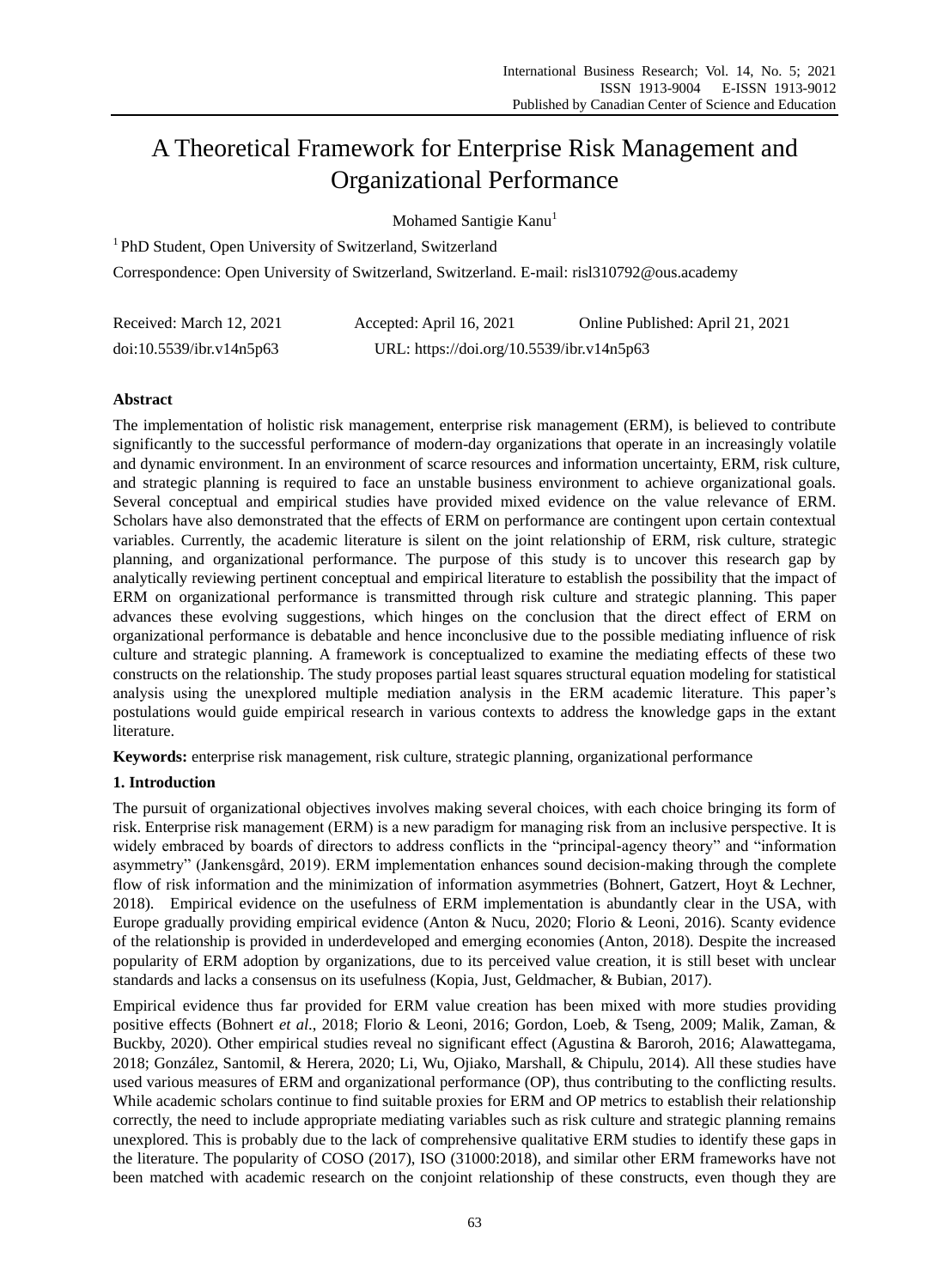# A Theoretical Framework for Enterprise Risk Management and Organizational Performance

Mohamed Santigie Kanu[1]

[1] PhD Student, Open University of Switzerland, Switzerland

Correspondence: Open University of Switzerland, Switzerland. E-mail: risl310792@ous.academy

Received: March 12, 2021 Accepted: April 16, 2021 Online Published: April 21, 2021

doi:10.5539/ibr.v14n5p63 URL: https://doi.org/10.5539/ibr.v14n5p63

## Abstract

The implementation of holistic risk management, enterprise risk management (ERM), is believed to contribute significantly to the successful performance of modern-day organizations that operate in an increasingly volatile and dynamic environment. In an environment of scarce resources and information uncertainty, ERM, risk culture, and strategic planning is required to face an unstable business environment to achieve organizational goals. Several conceptual and empirical studies have provided mixed evidence on the value relevance of ERM. Scholars have also demonstrated that the effects of ERM on performance are contingent upon certain contextual variables. Currently, the academic literature is silent on the joint relationship of ERM, risk culture, strategic planning, and organizational performance. The purpose of this study is to uncover this research gap by analytically reviewing pertinent conceptual and empirical literature to establish the possibility that the impact of ERM on organizational performance is transmitted through risk culture and strategic planning. This paper advances these evolving suggestions, which hinges on the conclusion that the direct effect of ERM on organizational performance is debatable and hence inconclusive due to the possible mediating influence of risk culture and strategic planning. A framework is conceptualized to examine the mediating effects of these two constructs on the relationship. The study proposes partial least squares structural equation modeling for statistical analysis using the unexplored multiple mediation analysis in the ERM academic literature. This paper's postulations would guide empirical research in various contexts to address the knowledge gaps in the extant literature.

**Keywords:** enterprise risk management, risk culture, strategic planning, organizational performance

## 1. Introduction

The pursuit of organizational objectives involves making several choices, with each choice bringing its form of risk. Enterprise risk management (ERM) is a new paradigm for managing risk from an inclusive perspective. It is widely embraced by boards of directors to address conflicts in the "principal-agency theory" and "information asymmetry" (Jankensgård, 2019). ERM implementation enhances sound decision-making through the complete flow of risk information and the minimization of information asymmetries (Bohnert, Gatzert, Hoyt & Lechner, 2018). Empirical evidence on the usefulness of ERM implementation is abundantly clear in the USA, with Europe gradually providing empirical evidence (Anton & Nucu, 2020; Florio & Leoni, 2016). Scanty evidence of the relationship is provided in underdeveloped and emerging economies (Anton, 2018). Despite the increased popularity of ERM adoption by organizations, due to its perceived value creation, it is still beset with unclear standards and lacks a consensus on its usefulness (Kopia, Just, Geldmacher, & Bubian, 2017).

Empirical evidence thus far provided for ERM value creation has been mixed with more studies providing positive effects (Bohnert *et al.*, 2018; Florio & Leoni, 2016; Gordon, Loeb, & Tseng, 2009; Malik, Zaman, & Buckby, 2020). Other empirical studies reveal no significant effect (Agustina & Baroroh, 2016; Alawattegama, 2018; González, Santomil, & Herera, 2020; Li, Wu, Ojiako, Marshall, & Chipulu, 2014). All these studies have used various measures of ERM and organizational performance (OP), thus contributing to the conflicting results. While academic scholars continue to find suitable proxies for ERM and OP metrics to establish their relationship correctly, the need to include appropriate mediating variables such as risk culture and strategic planning remains unexplored. This is probably due to the lack of comprehensive qualitative ERM studies to identify these gaps in the literature. The popularity of COSO (2017), ISO (31000:2018), and similar other ERM frameworks have not been matched with academic research on the conjoint relationship of these constructs, even though they are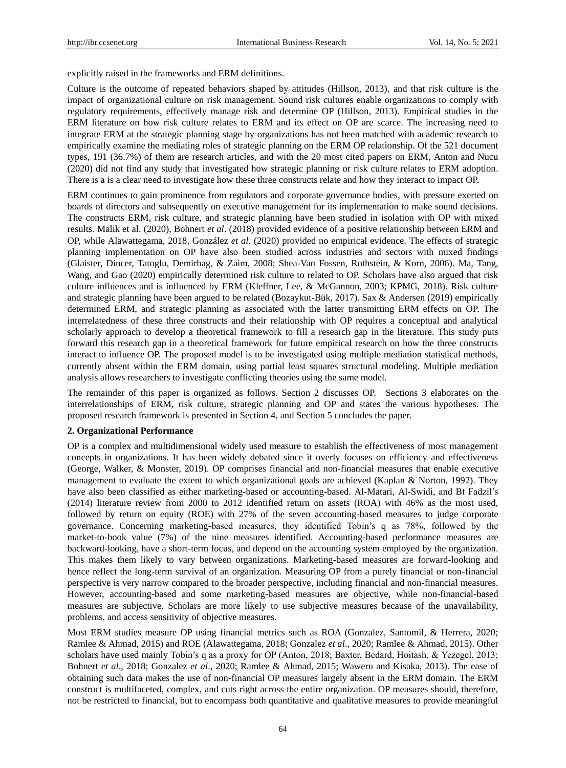explicitly raised in the frameworks and ERM definitions.

Culture is the outcome of repeated behaviors shaped by attitudes (Hillson, 2013), and that risk culture is the impact of organizational culture on risk management. Sound risk cultures enable organizations to comply with regulatory requirements, effectively manage risk and determine OP (Hillson, 2013). Empirical studies in the ERM literature on how risk culture relates to ERM and its effect on OP are scarce. The increasing need to integrate ERM at the strategic planning stage by organizations has not been matched with academic research to empirically examine the mediating roles of strategic planning on the ERM OP relationship. Of the 521 document types, 191 (36.7%) of them are research articles, and with the 20 most cited papers on ERM, Anton and Nucu (2020) did not find any study that investigated how strategic planning or risk culture relates to ERM adoption. There is a is a clear need to investigate how these three constructs relate and how they interact to impact OP.

ERM continues to gain prominence from regulators and corporate governance bodies, with pressure exerted on boards of directors and subsequently on executive management for its implementation to make sound decisions. The constructs ERM, risk culture, and strategic planning have been studied in isolation with OP with mixed results. Malik et al. (2020), Bohnert *et al*. (2018) provided evidence of a positive relationship between ERM and OP, while Alawattegama, 2018, González *et al*. (2020) provided no empirical evidence. The effects of strategic planning implementation on OP have also been studied across industries and sectors with mixed findings (Glaister, Dincer, Tatoglu, Demirbag, & Zaim, 2008; Shea-Van Fossen, Rothstein, & Korn, 2006). Ma, Tang, Wang, and Gao (2020) empirically determined risk culture to related to OP. Scholars have also argued that risk culture influences and is influenced by ERM (Kleffner, Lee, & McGannon, 2003; KPMG, 2018). Risk culture and strategic planning have been argued to be related (Bozaykut-Bük, 2017). Sax & Andersen (2019) empirically determined ERM, and strategic planning as associated with the latter transmitting ERM effects on OP. The interrelatedness of these three constructs and their relationship with OP requires a conceptual and analytical scholarly approach to develop a theoretical framework to fill a research gap in the literature. This study puts forward this research gap in a theoretical framework for future empirical research on how the three constructs interact to influence OP. The proposed model is to be investigated using multiple mediation statistical methods, currently absent within the ERM domain, using partial least squares structural modeling. Multiple mediation analysis allows researchers to investigate conflicting theories using the same model.

The remainder of this paper is organized as follows. Section 2 discusses OP. Sections 3 elaborates on the interrelationships of ERM, risk culture, strategic planning and OP and states the various hypotheses. The proposed research framework is presented in Section 4, and Section 5 concludes the paper.

## 2. Organizational Performance

OP is a complex and multidimensional widely used measure to establish the effectiveness of most management concepts in organizations. It has been widely debated since it overly focuses on efficiency and effectiveness (George, Walker, & Monster, 2019). OP comprises financial and non-financial measures that enable executive management to evaluate the extent to which organizational goals are achieved (Kaplan & Norton, 1992). They have also been classified as either marketing-based or accounting-based. Al-Matari, Al-Swidi, and Bt Fadzil's (2014) literature review from 2000 to 2012 identified return on assets (ROA) with 46% as the most used, followed by return on equity (ROE) with 27% of the seven accounting-based measures to judge corporate governance. Concerning marketing-based measures, they identified Tobin's q as 78%, followed by the market-to-book value (7%) of the nine measures identified. Accounting-based performance measures are backward-looking, have a short-term focus, and depend on the accounting system employed by the organization. This makes them likely to vary between organizations. Marketing-based measures are forward-looking and hence reflect the long-term survival of an organization. Measuring OP from a purely financial or non-financial perspective is very narrow compared to the broader perspective, including financial and non-financial measures. However, accounting-based and some marketing-based measures are objective, while non-financial-based measures are subjective. Scholars are more likely to use subjective measures because of the unavailability, problems, and access sensitivity of objective measures.

Most ERM studies measure OP using financial metrics such as ROA (Gonzalez, Santomil, & Herrera, 2020; Ramlee & Ahmad, 2015) and ROE (Alawattegama, 2018; Gonzalez *et al*., 2020; Ramlee & Ahmad, 2015). Other scholars have used mainly Tobin's q as a proxy for OP (Anton, 2018; Baxter, Bedard, Hoitash, & Yezegel, 2013; Bohnert *et al*., 2018; Gonzalez *et al*., 2020; Ramlee & Ahmad, 2015; Waweru and Kisaka, 2013). The ease of obtaining such data makes the use of non-financial OP measures largely absent in the ERM domain. The ERM construct is multifaceted, complex, and cuts right across the entire organization. OP measures should, therefore, not be restricted to financial, but to encompass both quantitative and qualitative measures to provide meaningful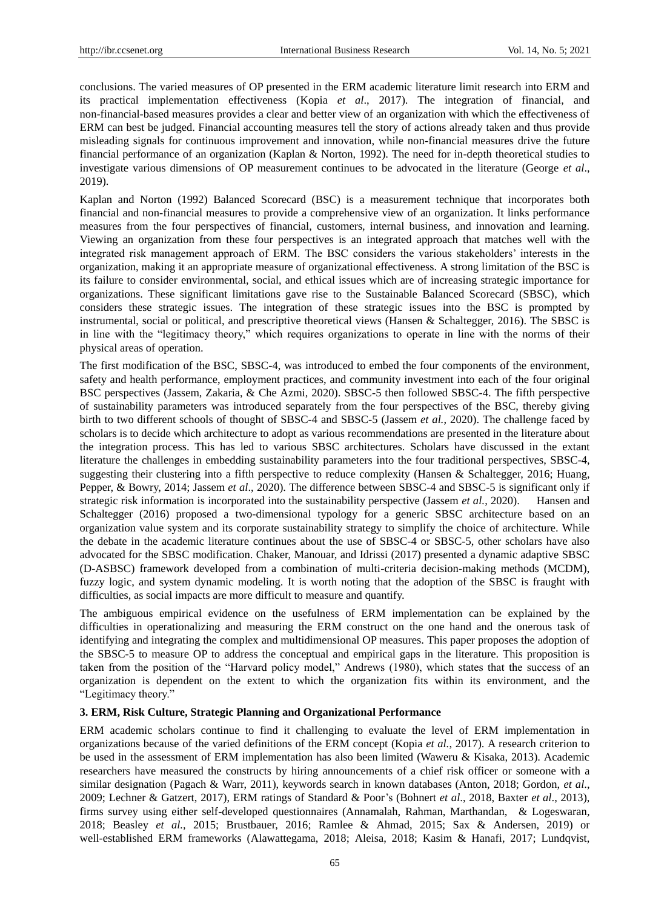conclusions. The varied measures of OP presented in the ERM academic literature limit research into ERM and its practical implementation effectiveness (Kopia *et al*., 2017). The integration of financial, and non-financial-based measures provides a clear and better view of an organization with which the effectiveness of ERM can best be judged. Financial accounting measures tell the story of actions already taken and thus provide misleading signals for continuous improvement and innovation, while non-financial measures drive the future financial performance of an organization (Kaplan & Norton, 1992). The need for in-depth theoretical studies to investigate various dimensions of OP measurement continues to be advocated in the literature (George *et al*., 2019).

Kaplan and Norton (1992) Balanced Scorecard (BSC) is a measurement technique that incorporates both financial and non-financial measures to provide a comprehensive view of an organization. It links performance measures from the four perspectives of financial, customers, internal business, and innovation and learning. Viewing an organization from these four perspectives is an integrated approach that matches well with the integrated risk management approach of ERM. The BSC considers the various stakeholders' interests in the organization, making it an appropriate measure of organizational effectiveness. A strong limitation of the BSC is its failure to consider environmental, social, and ethical issues which are of increasing strategic importance for organizations. These significant limitations gave rise to the Sustainable Balanced Scorecard (SBSC), which considers these strategic issues. The integration of these strategic issues into the BSC is prompted by instrumental, social or political, and prescriptive theoretical views (Hansen & Schaltegger, 2016). The SBSC is in line with the "legitimacy theory," which requires organizations to operate in line with the norms of their physical areas of operation.

The first modification of the BSC, SBSC-4, was introduced to embed the four components of the environment, safety and health performance, employment practices, and community investment into each of the four original BSC perspectives (Jassem, Zakaria, & Che Azmi, 2020). SBSC-5 then followed SBSC-4. The fifth perspective of sustainability parameters was introduced separately from the four perspectives of the BSC, thereby giving birth to two different schools of thought of SBSC-4 and SBSC-5 (Jassem *et al.*, 2020). The challenge faced by scholars is to decide which architecture to adopt as various recommendations are presented in the literature about the integration process. This has led to various SBSC architectures. Scholars have discussed in the extant literature the challenges in embedding sustainability parameters into the four traditional perspectives, SBSC-4, suggesting their clustering into a fifth perspective to reduce complexity (Hansen & Schaltegger, 2016; Huang, Pepper, & Bowry, 2014; Jassem *et al*., 2020). The difference between SBSC-4 and SBSC-5 is significant only if strategic risk information is incorporated into the sustainability perspective (Jassem *et al.*, 2020). Hansen and Schaltegger (2016) proposed a two-dimensional typology for a generic SBSC architecture based on an organization value system and its corporate sustainability strategy to simplify the choice of architecture. While the debate in the academic literature continues about the use of SBSC-4 or SBSC-5, other scholars have also advocated for the SBSC modification. Chaker, Manouar, and Idrissi (2017) presented a dynamic adaptive SBSC (D-ASBSC) framework developed from a combination of multi-criteria decision-making methods (MCDM), fuzzy logic, and system dynamic modeling. It is worth noting that the adoption of the SBSC is fraught with difficulties, as social impacts are more difficult to measure and quantify.

The ambiguous empirical evidence on the usefulness of ERM implementation can be explained by the difficulties in operationalizing and measuring the ERM construct on the one hand and the onerous task of identifying and integrating the complex and multidimensional OP measures. This paper proposes the adoption of the SBSC-5 to measure OP to address the conceptual and empirical gaps in the literature. This proposition is taken from the position of the "Harvard policy model," Andrews (1980), which states that the success of an organization is dependent on the extent to which the organization fits within its environment, and the "Legitimacy theory."

### 3. ERM, Risk Culture, Strategic Planning and Organizational Performance

ERM academic scholars continue to find it challenging to evaluate the level of ERM implementation in organizations because of the varied definitions of the ERM concept (Kopia *et al.*, 2017). A research criterion to be used in the assessment of ERM implementation has also been limited (Waweru & Kisaka, 2013). Academic researchers have measured the constructs by hiring announcements of a chief risk officer or someone with a similar designation (Pagach & Warr, 2011), keywords search in known databases (Anton, 2018; Gordon, *et al*., 2009; Lechner & Gatzert, 2017), ERM ratings of Standard & Poor's (Bohnert *et al*., 2018, Baxter *et al*., 2013), firms survey using either self-developed questionnaires (Annamalah, Rahman, Marthandan, & Logeswaran, 2018; Beasley *et al.,* 2015; Brustbauer, 2016; Ramlee & Ahmad, 2015; Sax & Andersen, 2019) or well-established ERM frameworks (Alawattegama, 2018; Aleisa, 2018; Kasim & Hanafi, 2017; Lundqvist,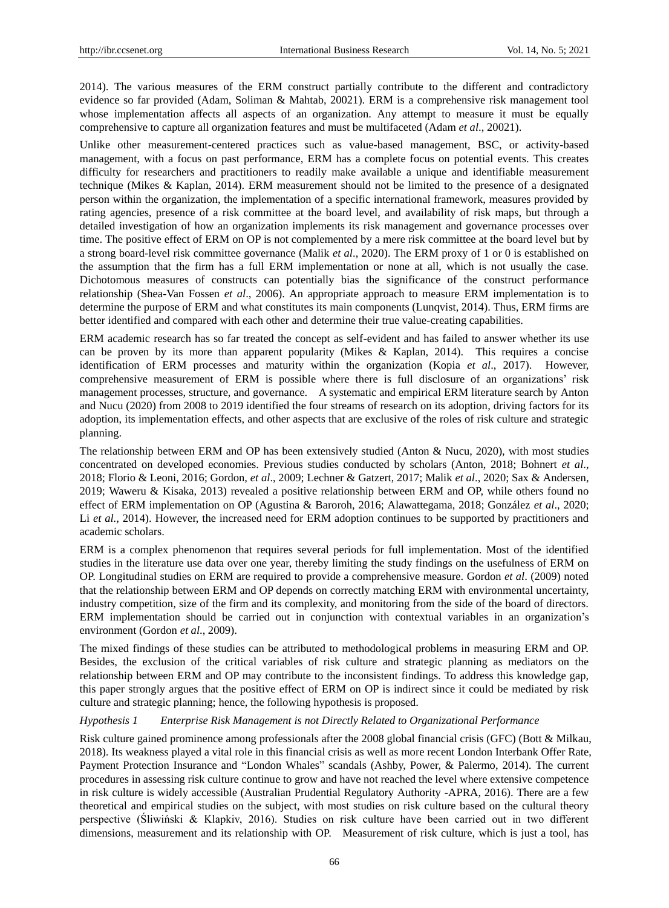2014). The various measures of the ERM construct partially contribute to the different and contradictory evidence so far provided (Adam, Soliman & Mahtab, 20021). ERM is a comprehensive risk management tool whose implementation affects all aspects of an organization. Any attempt to measure it must be equally comprehensive to capture all organization features and must be multifaceted (Adam *et al*., 20021).

Unlike other measurement-centered practices such as value-based management, BSC, or activity-based management, with a focus on past performance, ERM has a complete focus on potential events. This creates difficulty for researchers and practitioners to readily make available a unique and identifiable measurement technique (Mikes & Kaplan, 2014). ERM measurement should not be limited to the presence of a designated person within the organization, the implementation of a specific international framework, measures provided by rating agencies, presence of a risk committee at the board level, and availability of risk maps, but through a detailed investigation of how an organization implements its risk management and governance processes over time. The positive effect of ERM on OP is not complemented by a mere risk committee at the board level but by a strong board-level risk committee governance (Malik *et al*., 2020). The ERM proxy of 1 or 0 is established on the assumption that the firm has a full ERM implementation or none at all, which is not usually the case. Dichotomous measures of constructs can potentially bias the significance of the construct performance relationship (Shea-Van Fossen *et al*., 2006). An appropriate approach to measure ERM implementation is to determine the purpose of ERM and what constitutes its main components (Lunqvist, 2014). Thus, ERM firms are better identified and compared with each other and determine their true value-creating capabilities.

ERM academic research has so far treated the concept as self-evident and has failed to answer whether its use can be proven by its more than apparent popularity (Mikes & Kaplan, 2014). This requires a concise identification of ERM processes and maturity within the organization (Kopia *et al*., 2017). However, comprehensive measurement of ERM is possible where there is full disclosure of an organizations' risk management processes, structure, and governance. A systematic and empirical ERM literature search by Anton and Nucu (2020) from 2008 to 2019 identified the four streams of research on its adoption, driving factors for its adoption, its implementation effects, and other aspects that are exclusive of the roles of risk culture and strategic planning.

The relationship between ERM and OP has been extensively studied (Anton & Nucu, 2020), with most studies concentrated on developed economies. Previous studies conducted by scholars (Anton, 2018; Bohnert *et al*., 2018; Florio & Leoni, 2016; Gordon, *et al*., 2009; Lechner & Gatzert, 2017; Malik *et al*., 2020; Sax & Andersen, 2019; Waweru & Kisaka, 2013) revealed a positive relationship between ERM and OP, while others found no effect of ERM implementation on OP (Agustina & Baroroh, 2016; Alawattegama, 2018; González *et al*., 2020; Li *et al.,* 2014). However, the increased need for ERM adoption continues to be supported by practitioners and academic scholars.

ERM is a complex phenomenon that requires several periods for full implementation. Most of the identified studies in the literature use data over one year, thereby limiting the study findings on the usefulness of ERM on OP. Longitudinal studies on ERM are required to provide a comprehensive measure. Gordon *et al*. (2009) noted that the relationship between ERM and OP depends on correctly matching ERM with environmental uncertainty, industry competition, size of the firm and its complexity, and monitoring from the side of the board of directors. ERM implementation should be carried out in conjunction with contextual variables in an organization's environment (Gordon *et al*., 2009).

The mixed findings of these studies can be attributed to methodological problems in measuring ERM and OP. Besides, the exclusion of the critical variables of risk culture and strategic planning as mediators on the relationship between ERM and OP may contribute to the inconsistent findings. To address this knowledge gap, this paper strongly argues that the positive effect of ERM on OP is indirect since it could be mediated by risk culture and strategic planning; hence, the following hypothesis is proposed.

*Hypothesis 1 Enterprise Risk Management is not Directly Related to Organizational Performance*

Risk culture gained prominence among professionals after the 2008 global financial crisis (GFC) (Bott & Milkau, 2018). Its weakness played a vital role in this financial crisis as well as more recent London Interbank Offer Rate, Payment Protection Insurance and "London Whales" scandals (Ashby, Power, & Palermo, 2014). The current procedures in assessing risk culture continue to grow and have not reached the level where extensive competence in risk culture is widely accessible (Australian Prudential Regulatory Authority -APRA, 2016). There are a few theoretical and empirical studies on the subject, with most studies on risk culture based on the cultural theory perspective (Śliwiński & Klapkiv, 2016). Studies on risk culture have been carried out in two different dimensions, measurement and its relationship with OP. Measurement of risk culture, which is just a tool, has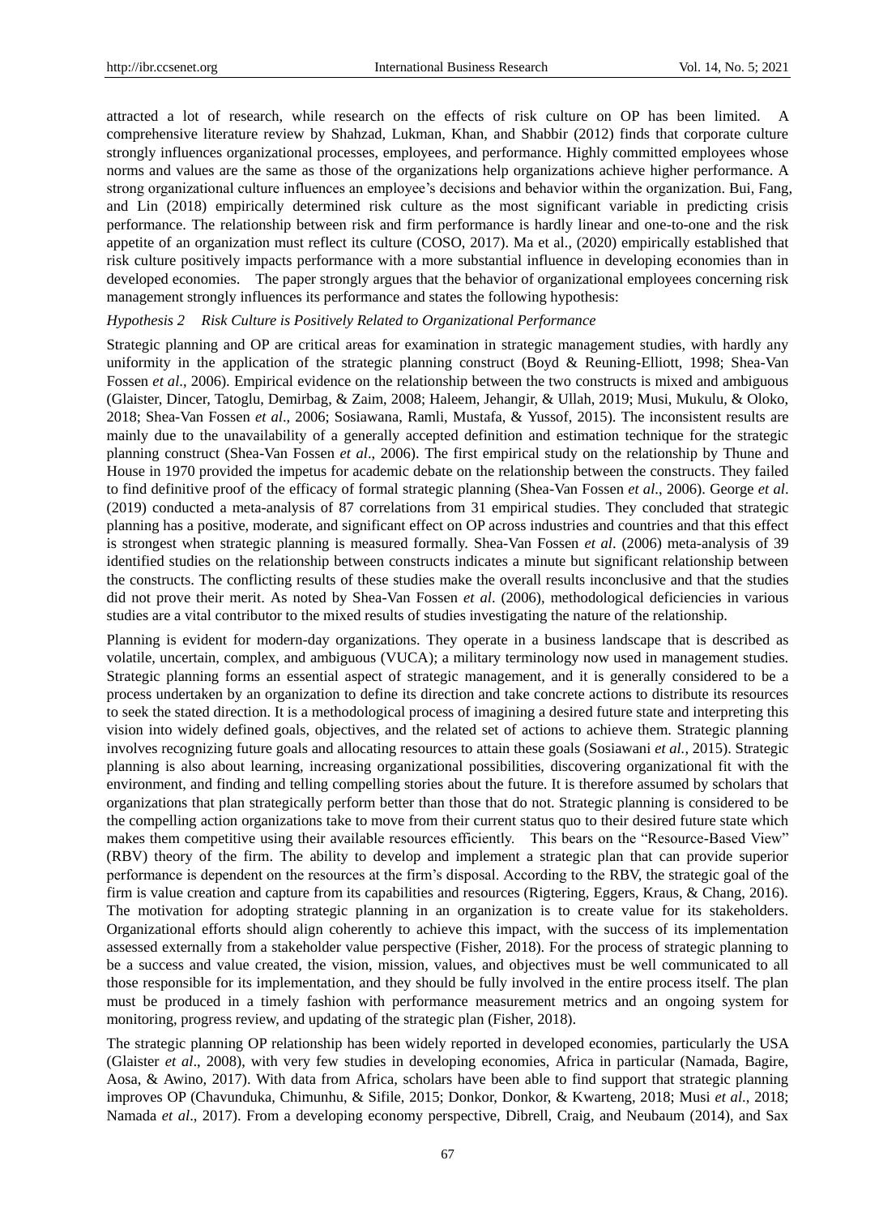attracted a lot of research, while research on the effects of risk culture on OP has been limited. A comprehensive literature review by Shahzad, Lukman, Khan, and Shabbir (2012) finds that corporate culture strongly influences organizational processes, employees, and performance. Highly committed employees whose norms and values are the same as those of the organizations help organizations achieve higher performance. A strong organizational culture influences an employee's decisions and behavior within the organization. Bui, Fang, and Lin (2018) empirically determined risk culture as the most significant variable in predicting crisis performance. The relationship between risk and firm performance is hardly linear and one-to-one and the risk appetite of an organization must reflect its culture (COSO, 2017). Ma et al., (2020) empirically established that risk culture positively impacts performance with a more substantial influence in developing economies than in developed economies. The paper strongly argues that the behavior of organizational employees concerning risk management strongly influences its performance and states the following hypothesis:

*Hypothesis 2 Risk Culture is Positively Related to Organizational Performance*

Strategic planning and OP are critical areas for examination in strategic management studies, with hardly any uniformity in the application of the strategic planning construct (Boyd & Reuning-Elliott, 1998; Shea-Van Fossen *et al*., 2006). Empirical evidence on the relationship between the two constructs is mixed and ambiguous (Glaister, Dincer, Tatoglu, Demirbag, & Zaim, 2008; Haleem, Jehangir, & Ullah, 2019; Musi, Mukulu, & Oloko, 2018; Shea-Van Fossen *et al*., 2006; Sosiawana, Ramli, Mustafa, & Yussof, 2015). The inconsistent results are mainly due to the unavailability of a generally accepted definition and estimation technique for the strategic planning construct (Shea-Van Fossen *et al*., 2006). The first empirical study on the relationship by Thune and House in 1970 provided the impetus for academic debate on the relationship between the constructs. They failed to find definitive proof of the efficacy of formal strategic planning (Shea-Van Fossen *et al*., 2006). George *et al*. (2019) conducted a meta-analysis of 87 correlations from 31 empirical studies. They concluded that strategic planning has a positive, moderate, and significant effect on OP across industries and countries and that this effect is strongest when strategic planning is measured formally. Shea-Van Fossen *et al*. (2006) meta-analysis of 39 identified studies on the relationship between constructs indicates a minute but significant relationship between the constructs. The conflicting results of these studies make the overall results inconclusive and that the studies did not prove their merit. As noted by Shea-Van Fossen *et al*. (2006), methodological deficiencies in various studies are a vital contributor to the mixed results of studies investigating the nature of the relationship.

Planning is evident for modern-day organizations. They operate in a business landscape that is described as volatile, uncertain, complex, and ambiguous (VUCA); a military terminology now used in management studies. Strategic planning forms an essential aspect of strategic management, and it is generally considered to be a process undertaken by an organization to define its direction and take concrete actions to distribute its resources to seek the stated direction. It is a methodological process of imagining a desired future state and interpreting this vision into widely defined goals, objectives, and the related set of actions to achieve them. Strategic planning involves recognizing future goals and allocating resources to attain these goals (Sosiawani *et al.*, 2015). Strategic planning is also about learning, increasing organizational possibilities, discovering organizational fit with the environment, and finding and telling compelling stories about the future. It is therefore assumed by scholars that organizations that plan strategically perform better than those that do not. Strategic planning is considered to be the compelling action organizations take to move from their current status quo to their desired future state which makes them competitive using their available resources efficiently. This bears on the "Resource-Based View" (RBV) theory of the firm. The ability to develop and implement a strategic plan that can provide superior performance is dependent on the resources at the firm's disposal. According to the RBV, the strategic goal of the firm is value creation and capture from its capabilities and resources (Rigtering, Eggers, Kraus, & Chang, 2016). The motivation for adopting strategic planning in an organization is to create value for its stakeholders. Organizational efforts should align coherently to achieve this impact, with the success of its implementation assessed externally from a stakeholder value perspective (Fisher, 2018). For the process of strategic planning to be a success and value created, the vision, mission, values, and objectives must be well communicated to all those responsible for its implementation, and they should be fully involved in the entire process itself. The plan must be produced in a timely fashion with performance measurement metrics and an ongoing system for monitoring, progress review, and updating of the strategic plan (Fisher, 2018).

The strategic planning OP relationship has been widely reported in developed economies, particularly the USA (Glaister *et al*., 2008), with very few studies in developing economies, Africa in particular (Namada, Bagire, Aosa, & Awino, 2017). With data from Africa, scholars have been able to find support that strategic planning improves OP (Chavunduka, Chimunhu, & Sifile, 2015; Donkor, Donkor, & Kwarteng, 2018; Musi *et al*., 2018; Namada *et al*., 2017). From a developing economy perspective, Dibrell, Craig, and Neubaum (2014), and Sax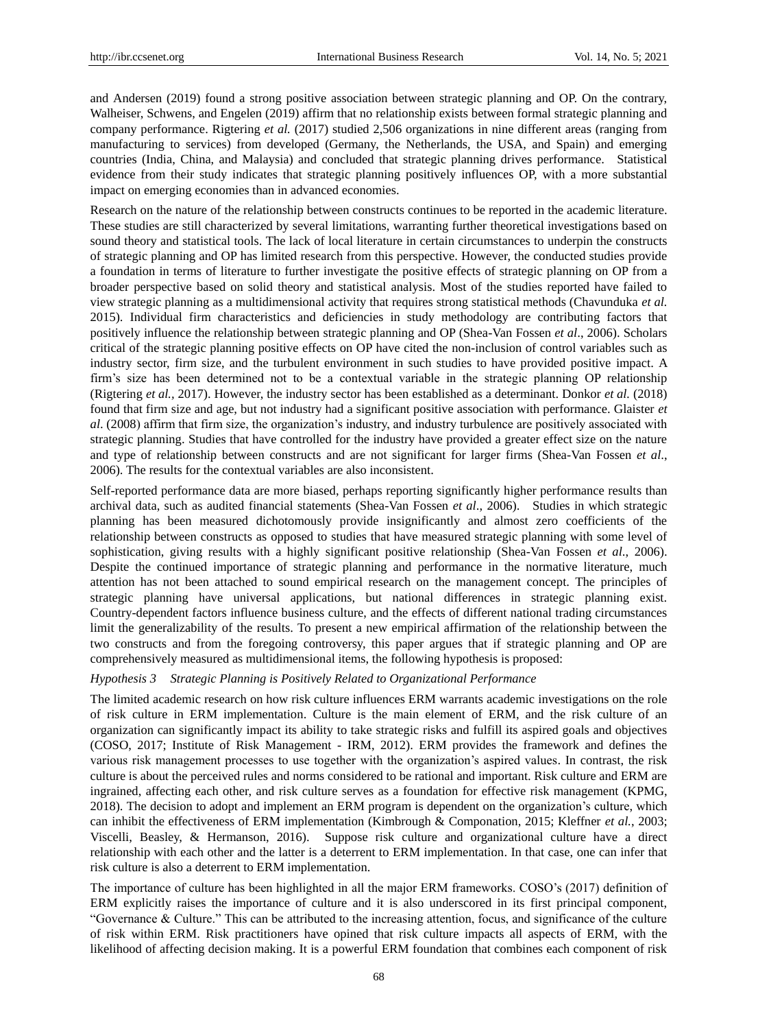and Andersen (2019) found a strong positive association between strategic planning and OP. On the contrary, Walheiser, Schwens, and Engelen (2019) affirm that no relationship exists between formal strategic planning and company performance. Rigtering *et al.* (2017) studied 2,506 organizations in nine different areas (ranging from manufacturing to services) from developed (Germany, the Netherlands, the USA, and Spain) and emerging countries (India, China, and Malaysia) and concluded that strategic planning drives performance. Statistical evidence from their study indicates that strategic planning positively influences OP, with a more substantial impact on emerging economies than in advanced economies.

Research on the nature of the relationship between constructs continues to be reported in the academic literature. These studies are still characterized by several limitations, warranting further theoretical investigations based on sound theory and statistical tools. The lack of local literature in certain circumstances to underpin the constructs of strategic planning and OP has limited research from this perspective. However, the conducted studies provide a foundation in terms of literature to further investigate the positive effects of strategic planning on OP from a broader perspective based on solid theory and statistical analysis. Most of the studies reported have failed to view strategic planning as a multidimensional activity that requires strong statistical methods (Chavunduka *et al.* 2015). Individual firm characteristics and deficiencies in study methodology are contributing factors that positively influence the relationship between strategic planning and OP (Shea-Van Fossen *et al*., 2006). Scholars critical of the strategic planning positive effects on OP have cited the non-inclusion of control variables such as industry sector, firm size, and the turbulent environment in such studies to have provided positive impact. A firm's size has been determined not to be a contextual variable in the strategic planning OP relationship (Rigtering *et al.*, 2017). However, the industry sector has been established as a determinant. Donkor *et al.* (2018) found that firm size and age, but not industry had a significant positive association with performance. Glaister *et al*. (2008) affirm that firm size, the organization's industry, and industry turbulence are positively associated with strategic planning. Studies that have controlled for the industry have provided a greater effect size on the nature and type of relationship between constructs and are not significant for larger firms (Shea-Van Fossen *et al*., 2006). The results for the contextual variables are also inconsistent.

Self-reported performance data are more biased, perhaps reporting significantly higher performance results than archival data, such as audited financial statements (Shea-Van Fossen *et al*., 2006). Studies in which strategic planning has been measured dichotomously provide insignificantly and almost zero coefficients of the relationship between constructs as opposed to studies that have measured strategic planning with some level of sophistication, giving results with a highly significant positive relationship (Shea-Van Fossen *et al*., 2006). Despite the continued importance of strategic planning and performance in the normative literature, much attention has not been attached to sound empirical research on the management concept. The principles of strategic planning have universal applications, but national differences in strategic planning exist. Country-dependent factors influence business culture, and the effects of different national trading circumstances limit the generalizability of the results. To present a new empirical affirmation of the relationship between the two constructs and from the foregoing controversy, this paper argues that if strategic planning and OP are comprehensively measured as multidimensional items, the following hypothesis is proposed:

*Hypothesis 3 Strategic Planning is Positively Related to Organizational Performance*

The limited academic research on how risk culture influences ERM warrants academic investigations on the role of risk culture in ERM implementation. Culture is the main element of ERM, and the risk culture of an organization can significantly impact its ability to take strategic risks and fulfill its aspired goals and objectives (COSO, 2017; Institute of Risk Management - IRM, 2012). ERM provides the framework and defines the various risk management processes to use together with the organization's aspired values. In contrast, the risk culture is about the perceived rules and norms considered to be rational and important. Risk culture and ERM are ingrained, affecting each other, and risk culture serves as a foundation for effective risk management (KPMG, 2018). The decision to adopt and implement an ERM program is dependent on the organization's culture, which can inhibit the effectiveness of ERM implementation (Kimbrough & Componation, 2015; Kleffner *et al.*, 2003; Viscelli, Beasley, & Hermanson, 2016). Suppose risk culture and organizational culture have a direct relationship with each other and the latter is a deterrent to ERM implementation. In that case, one can infer that risk culture is also a deterrent to ERM implementation.

The importance of culture has been highlighted in all the major ERM frameworks. COSO's (2017) definition of ERM explicitly raises the importance of culture and it is also underscored in its first principal component, "Governance & Culture." This can be attributed to the increasing attention, focus, and significance of the culture of risk within ERM. Risk practitioners have opined that risk culture impacts all aspects of ERM, with the likelihood of affecting decision making. It is a powerful ERM foundation that combines each component of risk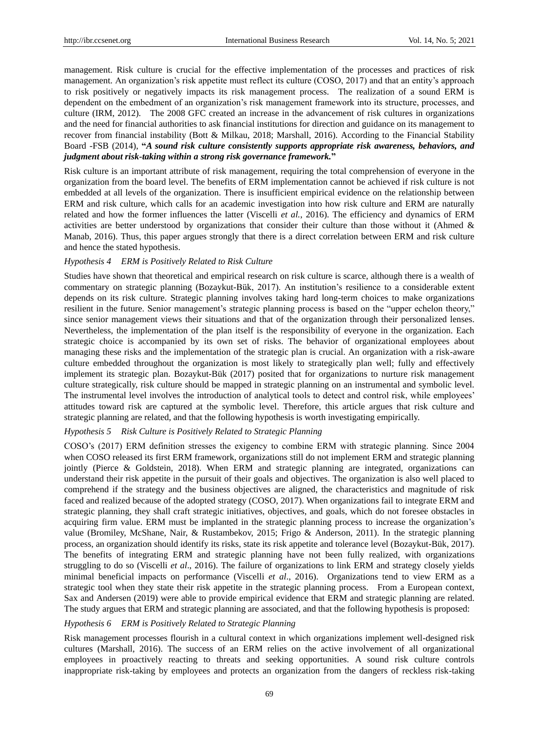management. Risk culture is crucial for the effective implementation of the processes and practices of risk management. An organization's risk appetite must reflect its culture (COSO, 2017) and that an entity's approach to risk positively or negatively impacts its risk management process. The realization of a sound ERM is dependent on the embedment of an organization's risk management framework into its structure, processes, and culture (IRM, 2012). The 2008 GFC created an increase in the advancement of risk cultures in organizations and the need for financial authorities to ask financial institutions for direction and guidance on its management to recover from financial instability (Bott & Milkau, 2018; Marshall, 2016). According to the Financial Stability Board -FSB (2014), "***A sound risk culture consistently supports appropriate risk awareness, behaviors, and judgment about risk-taking within a strong risk governance framework.***"

Risk culture is an important attribute of risk management, requiring the total comprehension of everyone in the organization from the board level. The benefits of ERM implementation cannot be achieved if risk culture is not embedded at all levels of the organization. There is insufficient empirical evidence on the relationship between ERM and risk culture, which calls for an academic investigation into how risk culture and ERM are naturally related and how the former influences the latter (Viscelli *et al.*, 2016). The efficiency and dynamics of ERM activities are better understood by organizations that consider their culture than those without it (Ahmed & Manab, 2016). Thus, this paper argues strongly that there is a direct correlation between ERM and risk culture and hence the stated hypothesis.

*Hypothesis 4 ERM is Positively Related to Risk Culture*

Studies have shown that theoretical and empirical research on risk culture is scarce, although there is a wealth of commentary on strategic planning (Bozaykut-Bük, 2017). An institution's resilience to a considerable extent depends on its risk culture. Strategic planning involves taking hard long-term choices to make organizations resilient in the future. Senior management's strategic planning process is based on the "upper echelon theory," since senior management views their situations and that of the organization through their personalized lenses. Nevertheless, the implementation of the plan itself is the responsibility of everyone in the organization. Each strategic choice is accompanied by its own set of risks. The behavior of organizational employees about managing these risks and the implementation of the strategic plan is crucial. An organization with a risk-aware culture embedded throughout the organization is most likely to strategically plan well; fully and effectively implement its strategic plan. Bozaykut-Bük (2017) posited that for organizations to nurture risk management culture strategically, risk culture should be mapped in strategic planning on an instrumental and symbolic level. The instrumental level involves the introduction of analytical tools to detect and control risk, while employees' attitudes toward risk are captured at the symbolic level. Therefore, this article argues that risk culture and strategic planning are related, and that the following hypothesis is worth investigating empirically.

*Hypothesis 5 Risk Culture is Positively Related to Strategic Planning*

COSO's (2017) ERM definition stresses the exigency to combine ERM with strategic planning. Since 2004 when COSO released its first ERM framework, organizations still do not implement ERM and strategic planning jointly (Pierce & Goldstein, 2018). When ERM and strategic planning are integrated, organizations can understand their risk appetite in the pursuit of their goals and objectives. The organization is also well placed to comprehend if the strategy and the business objectives are aligned, the characteristics and magnitude of risk faced and realized because of the adopted strategy (COSO, 2017). When organizations fail to integrate ERM and strategic planning, they shall craft strategic initiatives, objectives, and goals, which do not foresee obstacles in acquiring firm value. ERM must be implanted in the strategic planning process to increase the organization's value (Bromiley, McShane, Nair, & Rustambekov, 2015; Frigo & Anderson, 2011). In the strategic planning process, an organization should identify its risks, state its risk appetite and tolerance level (Bozaykut-Bük, 2017). The benefits of integrating ERM and strategic planning have not been fully realized, with organizations struggling to do so (Viscelli *et al*., 2016). The failure of organizations to link ERM and strategy closely yields minimal beneficial impacts on performance (Viscelli *et al*., 2016). Organizations tend to view ERM as a strategic tool when they state their risk appetite in the strategic planning process. From a European context, Sax and Andersen (2019) were able to provide empirical evidence that ERM and strategic planning are related. The study argues that ERM and strategic planning are associated, and that the following hypothesis is proposed:

*Hypothesis 6 ERM is Positively Related to Strategic Planning*

Risk management processes flourish in a cultural context in which organizations implement well-designed risk cultures (Marshall, 2016). The success of an ERM relies on the active involvement of all organizational employees in proactively reacting to threats and seeking opportunities. A sound risk culture controls inappropriate risk-taking by employees and protects an organization from the dangers of reckless risk-taking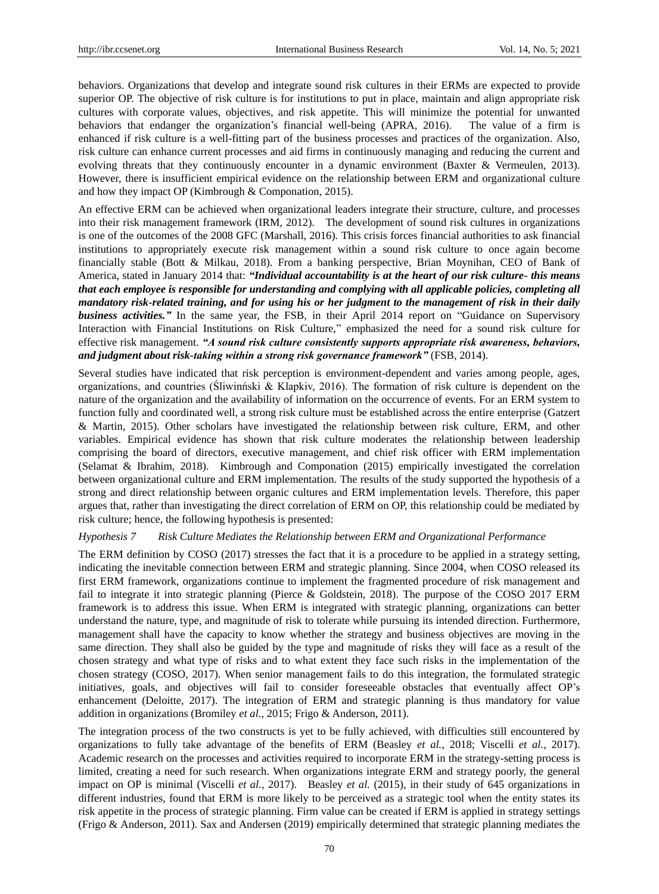behaviors. Organizations that develop and integrate sound risk cultures in their ERMs are expected to provide superior OP. The objective of risk culture is for institutions to put in place, maintain and align appropriate risk cultures with corporate values, objectives, and risk appetite. This will minimize the potential for unwanted behaviors that endanger the organization's financial well-being (APRA, 2016). The value of a firm is enhanced if risk culture is a well-fitting part of the business processes and practices of the organization. Also, risk culture can enhance current processes and aid firms in continuously managing and reducing the current and evolving threats that they continuously encounter in a dynamic environment (Baxter & Vermeulen, 2013). However, there is insufficient empirical evidence on the relationship between ERM and organizational culture and how they impact OP (Kimbrough & Componation, 2015).

An effective ERM can be achieved when organizational leaders integrate their structure, culture, and processes into their risk management framework (IRM, 2012). The development of sound risk cultures in organizations is one of the outcomes of the 2008 GFC (Marshall, 2016). This crisis forces financial authorities to ask financial institutions to appropriately execute risk management within a sound risk culture to once again become financially stable (Bott & Milkau, 2018). From a banking perspective, Brian Moynihan, CEO of Bank of America, stated in January 2014 that: ***"Individual accountability is at the heart of our risk culture- this means that each employee is responsible for understanding and complying with all applicable policies, completing all mandatory risk-related training, and for using his or her judgment to the management of risk in their daily business activities."*** In the same year, the FSB, in their April 2014 report on "Guidance on Supervisory Interaction with Financial Institutions on Risk Culture," emphasized the need for a sound risk culture for effective risk management. ***"A sound risk culture consistently supports appropriate risk awareness, behaviors, and judgment about risk-taking within a strong risk governance framework"*** (FSB, 2014).

Several studies have indicated that risk perception is environment-dependent and varies among people, ages, organizations, and countries (Śliwinński & Klapkiv, 2016). The formation of risk culture is dependent on the nature of the organization and the availability of information on the occurrence of events. For an ERM system to function fully and coordinated well, a strong risk culture must be established across the entire enterprise (Gatzert & Martin, 2015). Other scholars have investigated the relationship between risk culture, ERM, and other variables. Empirical evidence has shown that risk culture moderates the relationship between leadership comprising the board of directors, executive management, and chief risk officer with ERM implementation (Selamat & Ibrahim, 2018). Kimbrough and Componation (2015) empirically investigated the correlation between organizational culture and ERM implementation. The results of the study supported the hypothesis of a strong and direct relationship between organic cultures and ERM implementation levels. Therefore, this paper argues that, rather than investigating the direct correlation of ERM on OP, this relationship could be mediated by risk culture; hence, the following hypothesis is presented:

*Hypothesis 7 Risk Culture Mediates the Relationship between ERM and Organizational Performance*

The ERM definition by COSO (2017) stresses the fact that it is a procedure to be applied in a strategy setting, indicating the inevitable connection between ERM and strategic planning. Since 2004, when COSO released its first ERM framework, organizations continue to implement the fragmented procedure of risk management and fail to integrate it into strategic planning (Pierce & Goldstein, 2018). The purpose of the COSO 2017 ERM framework is to address this issue. When ERM is integrated with strategic planning, organizations can better understand the nature, type, and magnitude of risk to tolerate while pursuing its intended direction. Furthermore, management shall have the capacity to know whether the strategy and business objectives are moving in the same direction. They shall also be guided by the type and magnitude of risks they will face as a result of the chosen strategy and what type of risks and to what extent they face such risks in the implementation of the chosen strategy (COSO, 2017). When senior management fails to do this integration, the formulated strategic initiatives, goals, and objectives will fail to consider foreseeable obstacles that eventually affect OP's enhancement (Deloitte, 2017). The integration of ERM and strategic planning is thus mandatory for value addition in organizations (Bromiley *et al.*, 2015; Frigo & Anderson, 2011).

The integration process of the two constructs is yet to be fully achieved, with difficulties still encountered by organizations to fully take advantage of the benefits of ERM (Beasley *et al.*, 2018; Viscelli *et al.*, 2017). Academic research on the processes and activities required to incorporate ERM in the strategy-setting process is limited, creating a need for such research. When organizations integrate ERM and strategy poorly, the general impact on OP is minimal (Viscelli *et al.*, 2017). Beasley *et al.* (2015), in their study of 645 organizations in different industries, found that ERM is more likely to be perceived as a strategic tool when the entity states its risk appetite in the process of strategic planning. Firm value can be created if ERM is applied in strategy settings (Frigo & Anderson, 2011). Sax and Andersen (2019) empirically determined that strategic planning mediates the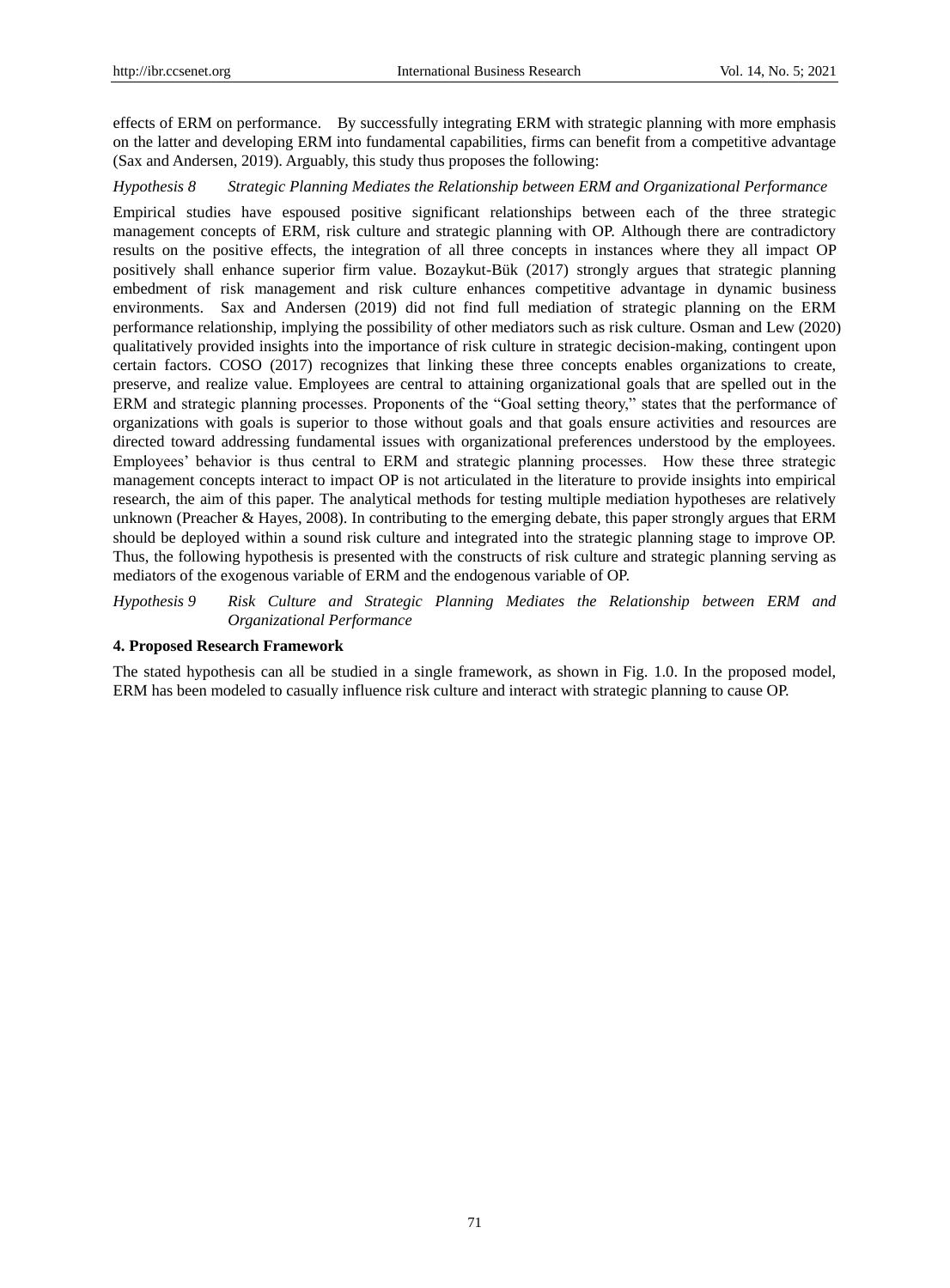effects of ERM on performance. By successfully integrating ERM with strategic planning with more emphasis on the latter and developing ERM into fundamental capabilities, firms can benefit from a competitive advantage (Sax and Andersen, 2019). Arguably, this study thus proposes the following:

*Hypothesis 8 Strategic Planning Mediates the Relationship between ERM and Organizational Performance*

Empirical studies have espoused positive significant relationships between each of the three strategic management concepts of ERM, risk culture and strategic planning with OP. Although there are contradictory results on the positive effects, the integration of all three concepts in instances where they all impact OP positively shall enhance superior firm value. Bozaykut-Bük (2017) strongly argues that strategic planning embedment of risk management and risk culture enhances competitive advantage in dynamic business environments. Sax and Andersen (2019) did not find full mediation of strategic planning on the ERM performance relationship, implying the possibility of other mediators such as risk culture. Osman and Lew (2020) qualitatively provided insights into the importance of risk culture in strategic decision-making, contingent upon certain factors. COSO (2017) recognizes that linking these three concepts enables organizations to create, preserve, and realize value. Employees are central to attaining organizational goals that are spelled out in the ERM and strategic planning processes. Proponents of the "Goal setting theory," states that the performance of organizations with goals is superior to those without goals and that goals ensure activities and resources are directed toward addressing fundamental issues with organizational preferences understood by the employees. Employees' behavior is thus central to ERM and strategic planning processes. How these three strategic management concepts interact to impact OP is not articulated in the literature to provide insights into empirical research, the aim of this paper. The analytical methods for testing multiple mediation hypotheses are relatively unknown (Preacher & Hayes, 2008). In contributing to the emerging debate, this paper strongly argues that ERM should be deployed within a sound risk culture and integrated into the strategic planning stage to improve OP. Thus, the following hypothesis is presented with the constructs of risk culture and strategic planning serving as mediators of the exogenous variable of ERM and the endogenous variable of OP.

*Hypothesis 9 Risk Culture and Strategic Planning Mediates the Relationship between ERM and Organizational Performance*

**4. Proposed Research Framework**

The stated hypothesis can all be studied in a single framework, as shown in Fig. 1.0. In the proposed model, ERM has been modeled to casually influence risk culture and interact with strategic planning to cause OP.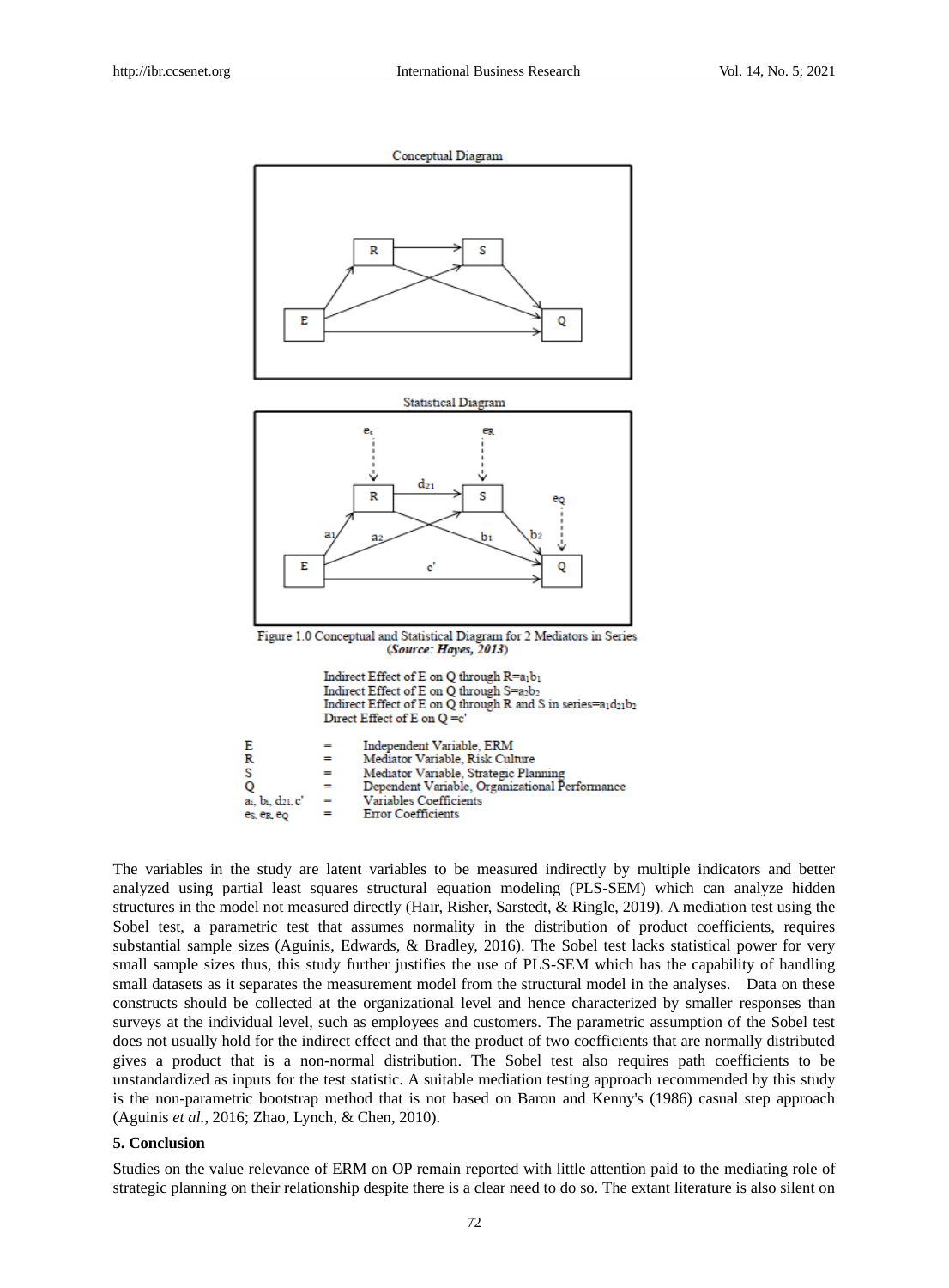Conceptual Diagram

Statistical Diagram

Figure 1.0 Conceptual and Statistical Diagram for 2 Mediators in Series
(*Source: Hayes, 2013*)

Indirect Effect of E on Q through R=$a_1b_1$
Indirect Effect of E on Q through S=$a_2b_2$
Indirect Effect of E on Q through R and S in series=$a_1d_{21}b_2$
Direct Effect of E on Q =c'

| | | |
|---|---|---|
| E | = | Independent Variable, ERM |
| R | = | Mediator Variable, Risk Culture |
| S | = | Mediator Variable, Strategic Planning |
| Q | = | Dependent Variable, Organizational Performance |
| $a_i$, $b_i$, $d_{21}$, c' | = | Variables Coefficients |
| $e_S$, $e_R$, $e_Q$ | = | Error Coefficients |

The variables in the study are latent variables to be measured indirectly by multiple indicators and better analyzed using partial least squares structural equation modeling (PLS-SEM) which can analyze hidden structures in the model not measured directly (Hair, Risher, Sarstedt, & Ringle, 2019). A mediation test using the Sobel test, a parametric test that assumes normality in the distribution of product coefficients, requires substantial sample sizes (Aguinis, Edwards, & Bradley, 2016). The Sobel test lacks statistical power for very small sample sizes thus, this study further justifies the use of PLS-SEM which has the capability of handling small datasets as it separates the measurement model from the structural model in the analyses. Data on these constructs should be collected at the organizational level and hence characterized by smaller responses than surveys at the individual level, such as employees and customers. The parametric assumption of the Sobel test does not usually hold for the indirect effect and that the product of two coefficients that are normally distributed gives a product that is a non-normal distribution. The Sobel test also requires path coefficients to be unstandardized as inputs for the test statistic. A suitable mediation testing approach recommended by this study is the non-parametric bootstrap method that is not based on Baron and Kenny's (1986) casual step approach (Aguinis *et al.*, 2016; Zhao, Lynch, & Chen, 2010).

## 5. Conclusion

Studies on the value relevance of ERM on OP remain reported with little attention paid to the mediating role of strategic planning on their relationship despite there is a clear need to do so. The extant literature is also silent on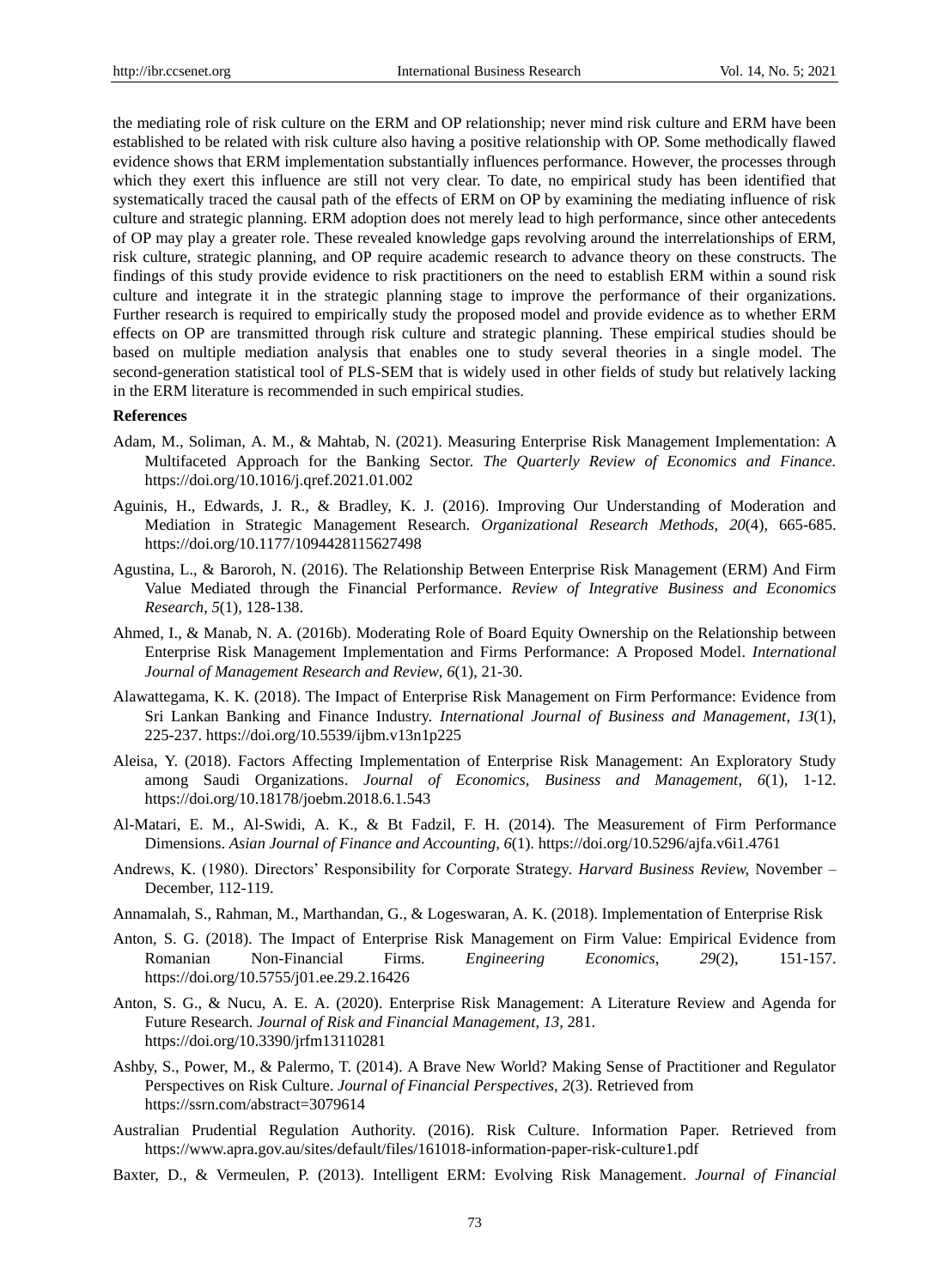the mediating role of risk culture on the ERM and OP relationship; never mind risk culture and ERM have been established to be related with risk culture also having a positive relationship with OP. Some methodically flawed evidence shows that ERM implementation substantially influences performance. However, the processes through which they exert this influence are still not very clear. To date, no empirical study has been identified that systematically traced the causal path of the effects of ERM on OP by examining the mediating influence of risk culture and strategic planning. ERM adoption does not merely lead to high performance, since other antecedents of OP may play a greater role. These revealed knowledge gaps revolving around the interrelationships of ERM, risk culture, strategic planning, and OP require academic research to advance theory on these constructs. The findings of this study provide evidence to risk practitioners on the need to establish ERM within a sound risk culture and integrate it in the strategic planning stage to improve the performance of their organizations. Further research is required to empirically study the proposed model and provide evidence as to whether ERM effects on OP are transmitted through risk culture and strategic planning. These empirical studies should be based on multiple mediation analysis that enables one to study several theories in a single model. The second-generation statistical tool of PLS-SEM that is widely used in other fields of study but relatively lacking in the ERM literature is recommended in such empirical studies.

**References**

Adam, M., Soliman, A. M., & Mahtab, N. (2021). Measuring Enterprise Risk Management Implementation: A Multifaceted Approach for the Banking Sector. *The Quarterly Review of Economics and Finance.* https://doi.org/10.1016/j.qref.2021.01.002

Aguinis, H., Edwards, J. R., & Bradley, K. J. (2016). Improving Our Understanding of Moderation and Mediation in Strategic Management Research. *Organizational Research Methods, 20*(4), 665-685. https://doi.org/10.1177/1094428115627498

Agustina, L., & Baroroh, N. (2016). The Relationship Between Enterprise Risk Management (ERM) And Firm Value Mediated through the Financial Performance. *Review of Integrative Business and Economics Research, 5*(1), 128-138.

Ahmed, I., & Manab, N. A. (2016b). Moderating Role of Board Equity Ownership on the Relationship between Enterprise Risk Management Implementation and Firms Performance: A Proposed Model. *International Journal of Management Research and Review, 6*(1), 21-30.

Alawattegama, K. K. (2018). The Impact of Enterprise Risk Management on Firm Performance: Evidence from Sri Lankan Banking and Finance Industry. *International Journal of Business and Management, 13*(1), 225-237. https://doi.org/10.5539/ijbm.v13n1p225

Aleisa, Y. (2018). Factors Affecting Implementation of Enterprise Risk Management: An Exploratory Study among Saudi Organizations. *Journal of Economics, Business and Management, 6*(1), 1-12. https://doi.org/10.18178/joebm.2018.6.1.543

Al-Matari, E. M., Al-Swidi, A. K., & Bt Fadzil, F. H. (2014). The Measurement of Firm Performance Dimensions. *Asian Journal of Finance and Accounting, 6*(1). https://doi.org/10.5296/ajfa.v6i1.4761

Andrews, K. (1980). Directors' Responsibility for Corporate Strategy. *Harvard Business Review,* November – December, 112-119.

Annamalah, S., Rahman, M., Marthandan, G., & Logeswaran, A. K. (2018). Implementation of Enterprise Risk

Anton, S. G. (2018). The Impact of Enterprise Risk Management on Firm Value: Empirical Evidence from Romanian Non-Financial Firms. *Engineering Economics, 29*(2), 151-157. https://doi.org/10.5755/j01.ee.29.2.16426

Anton, S. G., & Nucu, A. E. A. (2020). Enterprise Risk Management: A Literature Review and Agenda for Future Research. *Journal of Risk and Financial Management, 13,* 281. https://doi.org/10.3390/jrfm13110281

Ashby, S., Power, M., & Palermo, T. (2014). A Brave New World? Making Sense of Practitioner and Regulator Perspectives on Risk Culture. *Journal of Financial Perspectives, 2*(3). Retrieved from https://ssrn.com/abstract=3079614

Australian Prudential Regulation Authority. (2016). Risk Culture. Information Paper. Retrieved from https://www.apra.gov.au/sites/default/files/161018-information-paper-risk-culture1.pdf

Baxter, D., & Vermeulen, P. (2013). Intelligent ERM: Evolving Risk Management. *Journal of Financial*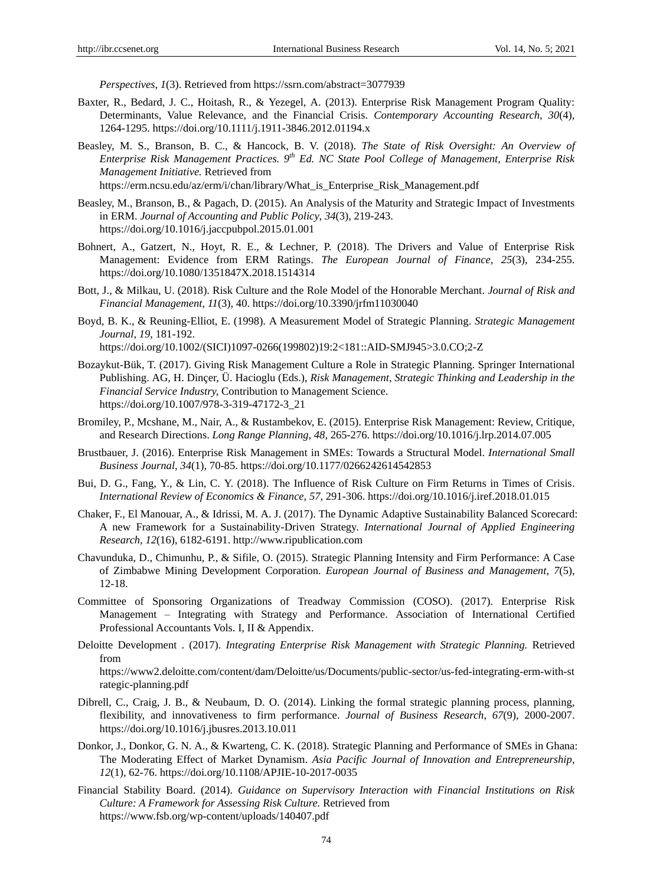*Perspectives, 1*(3). Retrieved from https://ssrn.com/abstract=3077939

Baxter, R., Bedard, J. C., Hoitash, R., & Yezegel, A. (2013). Enterprise Risk Management Program Quality: Determinants, Value Relevance, and the Financial Crisis. *Contemporary Accounting Research*, *30*(4), 1264-1295. https://doi.org/10.1111/j.1911-3846.2012.01194.x

Beasley, M. S., Branson, B. C., & Hancock, B. V. (2018). *The State of Risk Oversight: An Overview of Enterprise Risk Management Practices. 9th Ed. NC State Pool College of Management, Enterprise Risk Management Initiative.* Retrieved from https://erm.ncsu.edu/az/erm/i/chan/library/What_is_Enterprise_Risk_Management.pdf

Beasley, M., Branson, B., & Pagach, D. (2015). An Analysis of the Maturity and Strategic Impact of Investments in ERM. *Journal of Accounting and Public Policy*, *34*(3), 219-243. https://doi.org/10.1016/j.jaccpubpol.2015.01.001

Bohnert, A., Gatzert, N., Hoyt, R. E., & Lechner, P. (2018). The Drivers and Value of Enterprise Risk Management: Evidence from ERM Ratings. *The European Journal of Finance, 25*(3), 234-255. https://doi.org/10.1080/1351847X.2018.1514314

Bott, J., & Milkau, U. (2018). Risk Culture and the Role Model of the Honorable Merchant. *Journal of Risk and Financial Management, 11*(3), 40. https://doi.org/10.3390/jrfm11030040

Boyd, B. K., & Reuning-Elliot, E. (1998). A Measurement Model of Strategic Planning. *Strategic Management Journal, 19,* 181-192. https://doi.org/10.1002/(SICI)1097-0266(199802)19:2<181::AID-SMJ945>3.0.CO;2-Z

Bozaykut-Bük, T. (2017). Giving Risk Management Culture a Role in Strategic Planning. Springer International Publishing. AG, H. Dinçer, Ü. Hacioglu (Eds.), *Risk Management, Strategic Thinking and Leadership in the Financial Service Industry,* Contribution to Management Science. https://doi.org/10.1007/978-3-319-47172-3_21

Bromiley, P., Mcshane, M., Nair, A., & Rustambekov, E. (2015). Enterprise Risk Management: Review, Critique, and Research Directions. *Long Range Planning, 48,* 265-276. https://doi.org/10.1016/j.lrp.2014.07.005

Brustbauer, J. (2016). Enterprise Risk Management in SMEs: Towards a Structural Model. *International Small Business Journal*, *34*(1), 70-85. https://doi.org/10.1177/0266242614542853

Bui, D. G., Fang, Y., & Lin, C. Y. (2018). The Influence of Risk Culture on Firm Returns in Times of Crisis. *International Review of Economics & Finance, 57,* 291-306. https://doi.org/10.1016/j.iref.2018.01.015

Chaker, F., El Manouar, A., & Idrissi, M. A. J. (2017). The Dynamic Adaptive Sustainability Balanced Scorecard: A new Framework for a Sustainability-Driven Strategy. *International Journal of Applied Engineering Research, 12*(16), 6182-6191. http://www.ripublication.com

Chavunduka, D., Chimunhu, P., & Sifile, O. (2015). Strategic Planning Intensity and Firm Performance: A Case of Zimbabwe Mining Development Corporation. *European Journal of Business and Management*, *7*(5), 12-18.

Committee of Sponsoring Organizations of Treadway Commission (COSO). (2017). Enterprise Risk Management – Integrating with Strategy and Performance. Association of International Certified Professional Accountants Vols. I, II & Appendix.

Deloitte Development . (2017). *Integrating Enterprise Risk Management with Strategic Planning.* Retrieved from https://www2.deloitte.com/content/dam/Deloitte/us/Documents/public-sector/us-fed-integrating-erm-with-strategic-planning.pdf

Dibrell, C., Craig, J. B., & Neubaum, D. O. (2014). Linking the formal strategic planning process, planning, flexibility, and innovativeness to firm performance. *Journal of Business Research*, *67*(9), 2000-2007. https://doi.org/10.1016/j.jbusres.2013.10.011

Donkor, J., Donkor, G. N. A., & Kwarteng, C. K. (2018). Strategic Planning and Performance of SMEs in Ghana: The Moderating Effect of Market Dynamism. *Asia Pacific Journal of Innovation and Entrepreneurship*, *12*(1), 62-76. https://doi.org/10.1108/APJIE-10-2017-0035

Financial Stability Board. (2014). *Guidance on Supervisory Interaction with Financial Institutions on Risk Culture: A Framework for Assessing Risk Culture.* Retrieved from https://www.fsb.org/wp-content/uploads/140407.pdf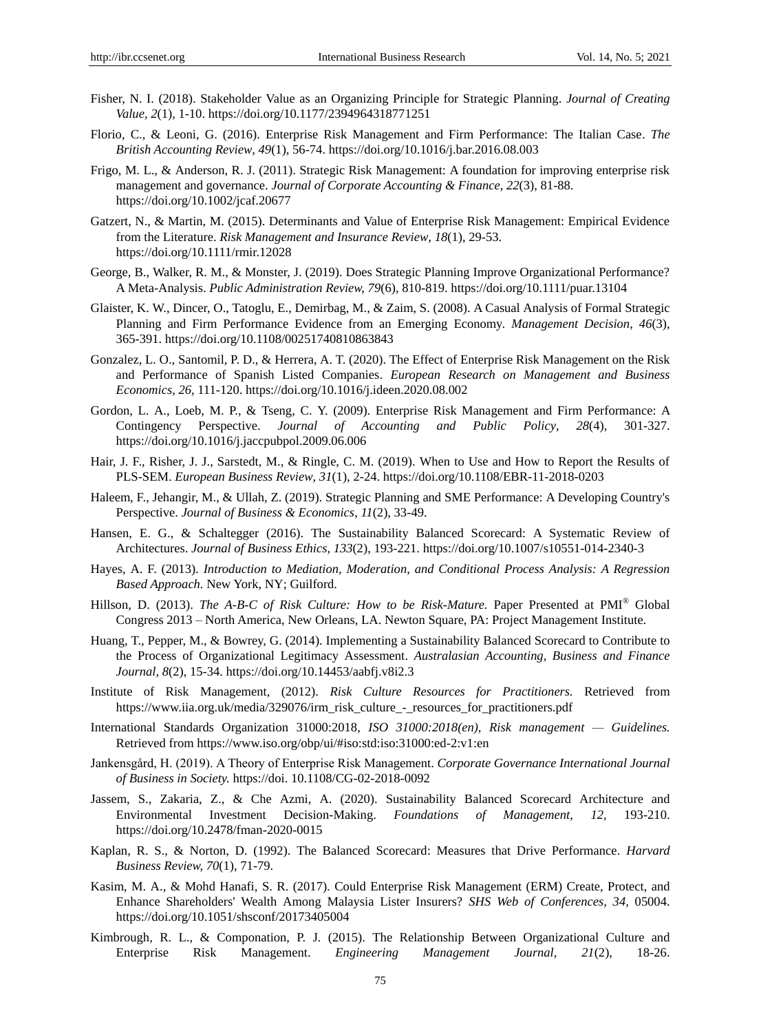Fisher, N. I. (2018). Stakeholder Value as an Organizing Principle for Strategic Planning. *Journal of Creating Value*, *2*(1), 1-10. https://doi.org/10.1177/2394964318771251

Florio, C., & Leoni, G. (2016). Enterprise Risk Management and Firm Performance: The Italian Case. *The British Accounting Review*, *49*(1), 56-74. https://doi.org/10.1016/j.bar.2016.08.003

Frigo, M. L., & Anderson, R. J. (2011). Strategic Risk Management: A foundation for improving enterprise risk management and governance. *Journal of Corporate Accounting & Finance*, *22*(3), 81-88. https://doi.org/10.1002/jcaf.20677

Gatzert, N., & Martin, M. (2015). Determinants and Value of Enterprise Risk Management: Empirical Evidence from the Literature. *Risk Management and Insurance Review*, *18*(1), 29-53. https://doi.org/10.1111/rmir.12028

George, B., Walker, R. M., & Monster, J. (2019). Does Strategic Planning Improve Organizational Performance? A Meta-Analysis. *Public Administration Review, 79*(6), 810-819. https://doi.org/10.1111/puar.13104

Glaister, K. W., Dincer, O., Tatoglu, E., Demirbag, M., & Zaim, S. (2008). A Casual Analysis of Formal Strategic Planning and Firm Performance Evidence from an Emerging Economy. *Management Decision*, *46*(3), 365-391. https://doi.org/10.1108/00251740810863843

Gonzalez, L. O., Santomil, P. D., & Herrera, A. T. (2020). The Effect of Enterprise Risk Management on the Risk and Performance of Spanish Listed Companies. *European Research on Management and Business Economics*, *26*, 111-120. https://doi.org/10.1016/j.iedeen.2020.08.002

Gordon, L. A., Loeb, M. P., & Tseng, C. Y. (2009). Enterprise Risk Management and Firm Performance: A Contingency Perspective. *Journal of Accounting and Public Policy*, *28*(4), 301-327. https://doi.org/10.1016/j.jaccpubpol.2009.06.006

Hair, J. F., Risher, J. J., Sarstedt, M., & Ringle, C. M. (2019). When to Use and How to Report the Results of PLS-SEM. *European Business Review*, *31*(1), 2-24. https://doi.org/10.1108/EBR-11-2018-0203

Haleem, F., Jehangir, M., & Ullah, Z. (2019). Strategic Planning and SME Performance: A Developing Country's Perspective. *Journal of Business & Economics*, *11*(2), 33-49.

Hansen, E. G., & Schaltegger (2016). The Sustainability Balanced Scorecard: A Systematic Review of Architectures. *Journal of Business Ethics, 133*(2), 193-221. https://doi.org/10.1007/s10551-014-2340-3

Hayes, A. F. (2013). *Introduction to Mediation, Moderation, and Conditional Process Analysis: A Regression Based Approach.* New York, NY; Guilford.

Hillson, D. (2013). *The A-B-C of Risk Culture: How to be Risk-Mature.* Paper Presented at PMI® Global Congress 2013 – North America, New Orleans, LA. Newton Square, PA: Project Management Institute.

Huang, T., Pepper, M., & Bowrey, G. (2014). Implementing a Sustainability Balanced Scorecard to Contribute to the Process of Organizational Legitimacy Assessment. *Australasian Accounting, Business and Finance Journal*, *8*(2), 15-34. https://doi.org/10.14453/aabfj.v8i2.3

Institute of Risk Management, (2012). *Risk Culture Resources for Practitioners.* Retrieved from https://www.iia.org.uk/media/329076/irm_risk_culture_-_resources_for_practitioners.pdf

International Standards Organization 31000:2018, *ISO 31000:2018(en), Risk management — Guidelines.* Retrieved from https://www.iso.org/obp/ui/#iso:std:iso:31000:ed-2:v1:en

Jankensgård, H. (2019). A Theory of Enterprise Risk Management. *Corporate Governance International Journal of Business in Society.* https://doi. 10.1108/CG-02-2018-0092

Jassem, S., Zakaria, Z., & Che Azmi, A. (2020). Sustainability Balanced Scorecard Architecture and Environmental Investment Decision-Making. *Foundations of Management*, *12,* 193-210. https://doi.org/10.2478/fman-2020-0015

Kaplan, R. S., & Norton, D. (1992). The Balanced Scorecard: Measures that Drive Performance. *Harvard Business Review, 70*(1), 71-79.

Kasim, M. A., & Mohd Hanafi, S. R. (2017). Could Enterprise Risk Management (ERM) Create, Protect, and Enhance Shareholders' Wealth Among Malaysia Lister Insurers? *SHS Web of Conferences*, *34*, 05004. https://doi.org/10.1051/shsconf/20173405004

Kimbrough, R. L., & Componation, P. J. (2015). The Relationship Between Organizational Culture and Enterprise Risk Management. *Engineering Management Journal*, *21*(2), 18-26.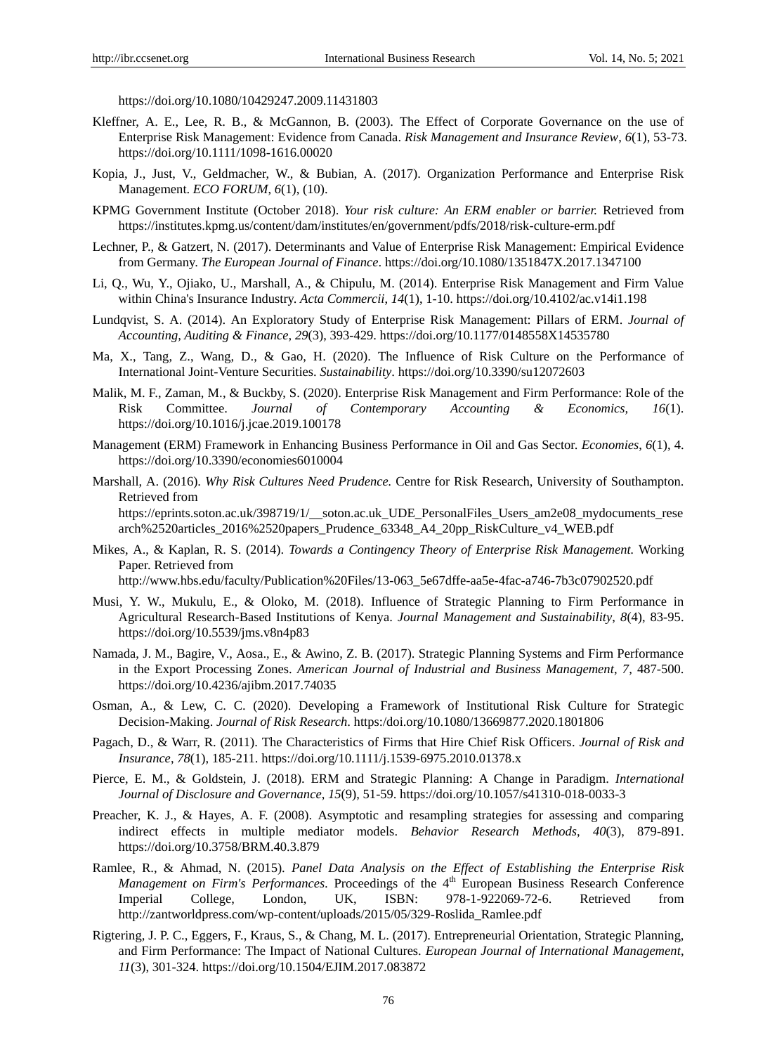https://doi.org/10.1080/10429247.2009.11431803

Kleffner, A. E., Lee, R. B., & McGannon, B. (2003). The Effect of Corporate Governance on the use of Enterprise Risk Management: Evidence from Canada. *Risk Management and Insurance Review*, *6*(1), 53-73. https://doi.org/10.1111/1098-1616.00020

Kopia, J., Just, V., Geldmacher, W., & Bubian, A. (2017). Organization Performance and Enterprise Risk Management. *ECO FORUM*, *6*(1), (10).

KPMG Government Institute (October 2018). *Your risk culture: An ERM enabler or barrier.* Retrieved from https://institutes.kpmg.us/content/dam/institutes/en/government/pdfs/2018/risk-culture-erm.pdf

Lechner, P., & Gatzert, N. (2017). Determinants and Value of Enterprise Risk Management: Empirical Evidence from Germany. *The European Journal of Finance*. https://doi.org/10.1080/1351847X.2017.1347100

Li, Q., Wu, Y., Ojiako, U., Marshall, A., & Chipulu, M. (2014). Enterprise Risk Management and Firm Value within China's Insurance Industry. *Acta Commercii*, *14*(1), 1-10. https://doi.org/10.4102/ac.v14i1.198

Lundqvist, S. A. (2014). An Exploratory Study of Enterprise Risk Management: Pillars of ERM. *Journal of Accounting, Auditing & Finance*, *29*(3), 393-429. https://doi.org/10.1177/0148558X14535780

Ma, X., Tang, Z., Wang, D., & Gao, H. (2020). The Influence of Risk Culture on the Performance of International Joint-Venture Securities. *Sustainability*. https://doi.org/10.3390/su12072603

Malik, M. F., Zaman, M., & Buckby, S. (2020). Enterprise Risk Management and Firm Performance: Role of the Risk Committee. *Journal of Contemporary Accounting & Economics, 16*(1). https://doi.org/10.1016/j.jcae.2019.100178

Management (ERM) Framework in Enhancing Business Performance in Oil and Gas Sector. *Economies*, *6*(1), 4. https://doi.org/10.3390/economies6010004

Marshall, A. (2016). *Why Risk Cultures Need Prudence.* Centre for Risk Research, University of Southampton. Retrieved from https://eprints.soton.ac.uk/398719/1/__soton.ac.uk_UDE_PersonalFiles_Users_am2e08_mydocuments_research%2520articles_2016%2520papers_Prudence_63348_A4_20pp_RiskCulture_v4_WEB.pdf

Mikes, A., & Kaplan, R. S. (2014). *Towards a Contingency Theory of Enterprise Risk Management.* Working Paper. Retrieved from http://www.hbs.edu/faculty/Publication%20Files/13-063_5e67dffe-aa5e-4fac-a746-7b3c07902520.pdf

Musi, Y. W., Mukulu, E., & Oloko, M. (2018). Influence of Strategic Planning to Firm Performance in Agricultural Research-Based Institutions of Kenya. *Journal Management and Sustainability*, *8*(4), 83-95. https://doi.org/10.5539/jms.v8n4p83

Namada, J. M., Bagire, V., Aosa., E., & Awino, Z. B. (2017). Strategic Planning Systems and Firm Performance in the Export Processing Zones. *American Journal of Industrial and Business Management*, *7*, 487-500. https://doi.org/10.4236/ajibm.2017.74035

Osman, A., & Lew, C. C. (2020). Developing a Framework of Institutional Risk Culture for Strategic Decision-Making. *Journal of Risk Research*. https:/doi.org/10.1080/13669877.2020.1801806

Pagach, D., & Warr, R. (2011). The Characteristics of Firms that Hire Chief Risk Officers. *Journal of Risk and Insurance*, *78*(1), 185-211. https://doi.org/10.1111/j.1539-6975.2010.01378.x

Pierce, E. M., & Goldstein, J. (2018). ERM and Strategic Planning: A Change in Paradigm. *International Journal of Disclosure and Governance*, *15*(9), 51-59. https://doi.org/10.1057/s41310-018-0033-3

Preacher, K. J., & Hayes, A. F. (2008). Asymptotic and resampling strategies for assessing and comparing indirect effects in multiple mediator models. *Behavior Research Methods*, *40*(3), 879-891. https://doi.org/10.3758/BRM.40.3.879

Ramlee, R., & Ahmad, N. (2015). *Panel Data Analysis on the Effect of Establishing the Enterprise Risk Management on Firm's Performances*. Proceedings of the 4th European Business Research Conference Imperial College, London, UK, ISBN: 978-1-922069-72-6. Retrieved from http://zantworldpress.com/wp-content/uploads/2015/05/329-Roslida_Ramlee.pdf

Rigtering, J. P. C., Eggers, F., Kraus, S., & Chang, M. L. (2017). Entrepreneurial Orientation, Strategic Planning, and Firm Performance: The Impact of National Cultures. *European Journal of International Management*, *11*(3), 301-324. https://doi.org/10.1504/EJIM.2017.083872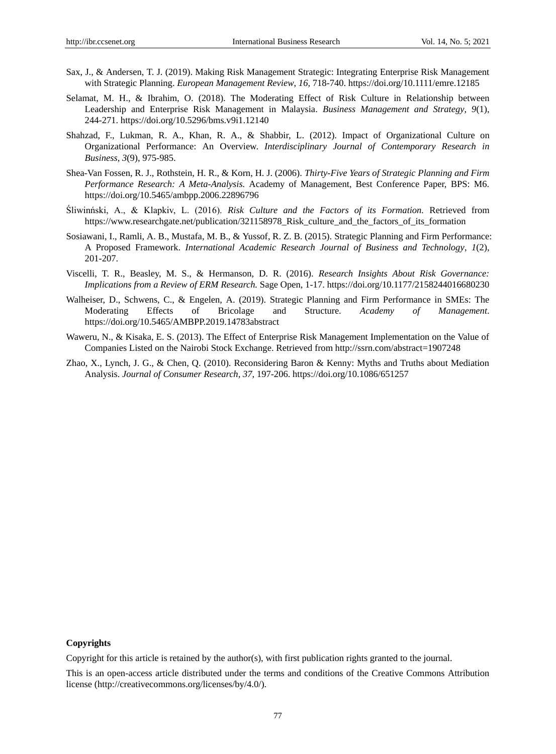Sax, J., & Andersen, T. J. (2019). Making Risk Management Strategic: Integrating Enterprise Risk Management with Strategic Planning. *European Management Review*, *16*, 718-740. https://doi.org/10.1111/emre.12185

Selamat, M. H., & Ibrahim, O. (2018). The Moderating Effect of Risk Culture in Relationship between Leadership and Enterprise Risk Management in Malaysia. *Business Management and Strategy*, *9*(1), 244-271. https://doi.org/10.5296/bms.v9i1.12140

Shahzad, F., Lukman, R. A., Khan, R. A., & Shabbir, L. (2012). Impact of Organizational Culture on Organizational Performance: An Overview. *Interdisciplinary Journal of Contemporary Research in Business*, *3*(9), 975-985.

Shea-Van Fossen, R. J., Rothstein, H. R., & Korn, H. J. (2006). *Thirty-Five Years of Strategic Planning and Firm Performance Research: A Meta-Analysis.* Academy of Management, Best Conference Paper, BPS: M6. https://doi.org/10.5465/ambpp.2006.22896796

Śliwinński, A., & Klapkiv, L. (2016). *Risk Culture and the Factors of its Formation*. Retrieved from https://www.researchgate.net/publication/321158978_Risk_culture_and_the_factors_of_its_formation

Sosiawani, I., Ramli, A. B., Mustafa, M. B., & Yussof, R. Z. B. (2015). Strategic Planning and Firm Performance: A Proposed Framework. *International Academic Research Journal of Business and Technology*, *1*(2), 201-207.

Viscelli, T. R., Beasley, M. S., & Hermanson, D. R. (2016). *Research Insights About Risk Governance: Implications from a Review of ERM Research.* Sage Open, 1-17. https://doi.org/10.1177/2158244016680230

Walheiser, D., Schwens, C., & Engelen, A. (2019). Strategic Planning and Firm Performance in SMEs: The Moderating Effects of Bricolage and Structure. *Academy of Management*. https://doi.org/10.5465/AMBPP.2019.14783abstract

Waweru, N., & Kisaka, E. S. (2013). The Effect of Enterprise Risk Management Implementation on the Value of Companies Listed on the Nairobi Stock Exchange. Retrieved from http://ssrn.com/abstract=1907248

Zhao, X., Lynch, J. G., & Chen, Q. (2010). Reconsidering Baron & Kenny: Myths and Truths about Mediation Analysis. *Journal of Consumer Research*, *37*, 197-206. https://doi.org/10.1086/651257

**Copyrights**

Copyright for this article is retained by the author(s), with first publication rights granted to the journal.

This is an open-access article distributed under the terms and conditions of the Creative Commons Attribution license (http://creativecommons.org/licenses/by/4.0/).